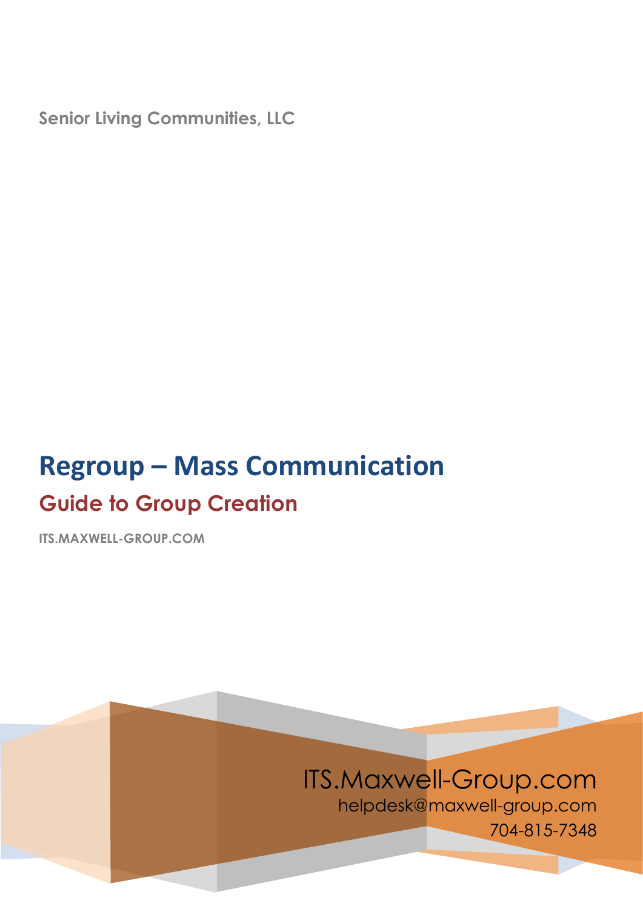Senior Living Communities, LLC

# Regroup – Mass Communication

## Guide to Group Creation

ITS.MAXWELL-GROUP.COM

ITS.Maxwell-Group.com

helpdesk@maxwell-group.com

704-815-7348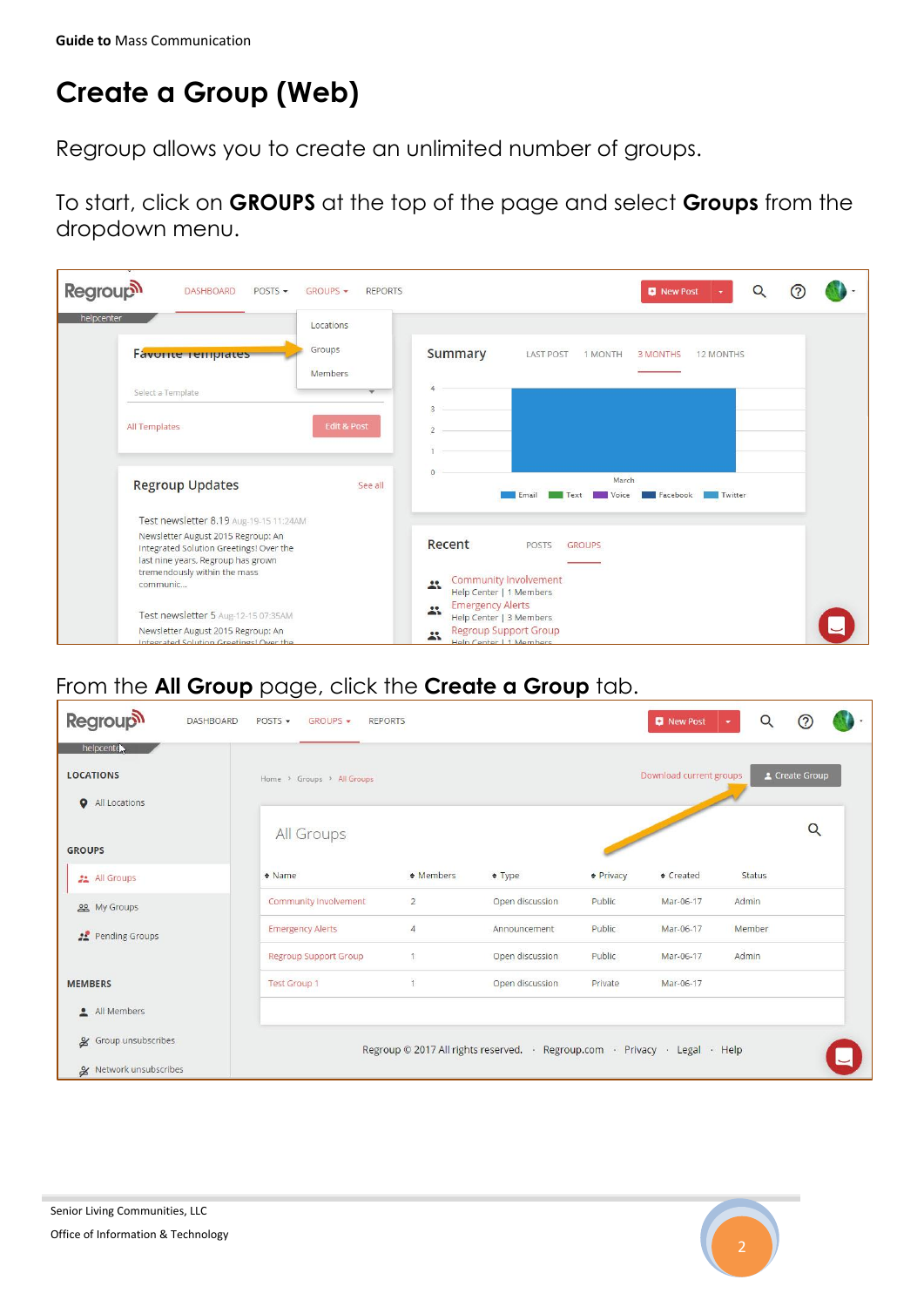# Create a Group (Web)

Regroup allows you to create an unlimited number of groups.

To start, click on **GROUPS** at the top of the page and select **Groups** from the dropdown menu.

From the **All Group** page, click the **Create a Group** tab.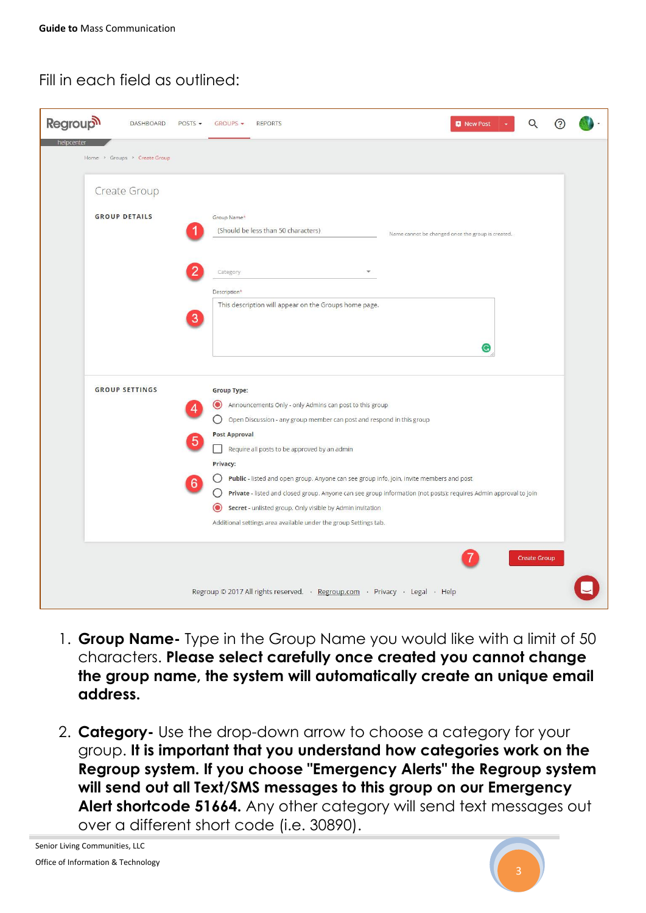Fill in each field as outlined:

1. **Group Name-** Type in the Group Name you would like with a limit of 50 characters. **Please select carefully once created you cannot change the group name, the system will automatically create an unique email address.**

2. **Category-** Use the drop-down arrow to choose a category for your group. **It is important that you understand how categories work on the Regroup system. If you choose "Emergency Alerts" the Regroup system will send out all Text/SMS messages to this group on our Emergency Alert shortcode 51664.** Any other category will send text messages out over a different short code (i.e. 30890).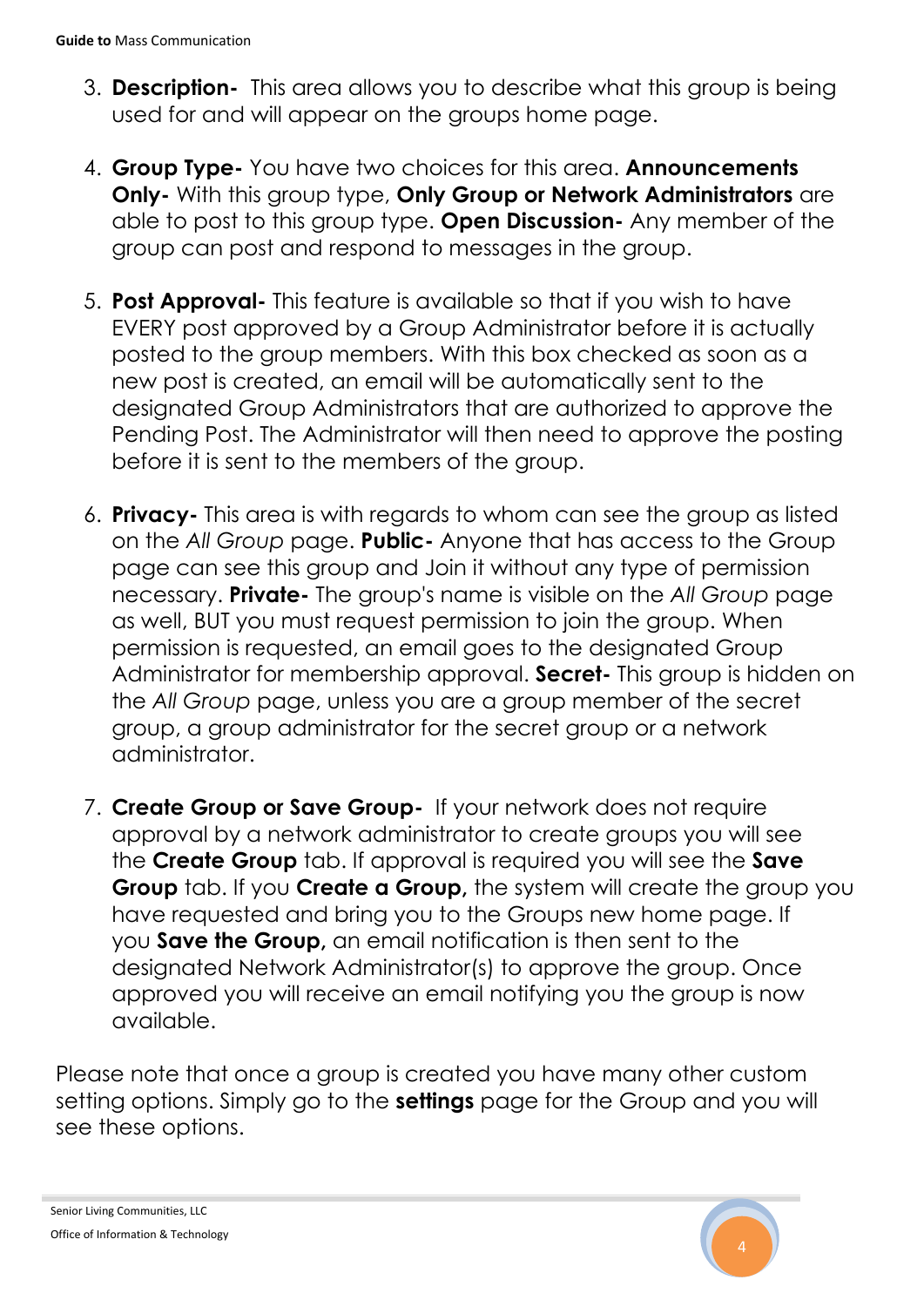3. **Description-** This area allows you to describe what this group is being used for and will appear on the groups home page.

4. **Group Type-** You have two choices for this area. **Announcements Only-** With this group type, **Only Group or Network Administrators** are able to post to this group type. **Open Discussion-** Any member of the group can post and respond to messages in the group.

5. **Post Approval-** This feature is available so that if you wish to have EVERY post approved by a Group Administrator before it is actually posted to the group members. With this box checked as soon as a new post is created, an email will be automatically sent to the designated Group Administrators that are authorized to approve the Pending Post. The Administrator will then need to approve the posting before it is sent to the members of the group.

6. **Privacy-** This area is with regards to whom can see the group as listed on the *All Group* page. **Public-** Anyone that has access to the Group page can see this group and Join it without any type of permission necessary. **Private-** The group's name is visible on the *All Group* page as well, BUT you must request permission to join the group. When permission is requested, an email goes to the designated Group Administrator for membership approval. **Secret-** This group is hidden on the *All Group* page, unless you are a group member of the secret group, a group administrator for the secret group or a network administrator.

7. **Create Group or Save Group-** If your network does not require approval by a network administrator to create groups you will see the **Create Group** tab. If approval is required you will see the **Save Group** tab. If you **Create a Group,** the system will create the group you have requested and bring you to the Groups new home page. If you **Save the Group,** an email notification is then sent to the designated Network Administrator(s) to approve the group. Once approved you will receive an email notifying you the group is now available.

Please note that once a group is created you have many other custom setting options. Simply go to the **settings** page for the Group and you will see these options.